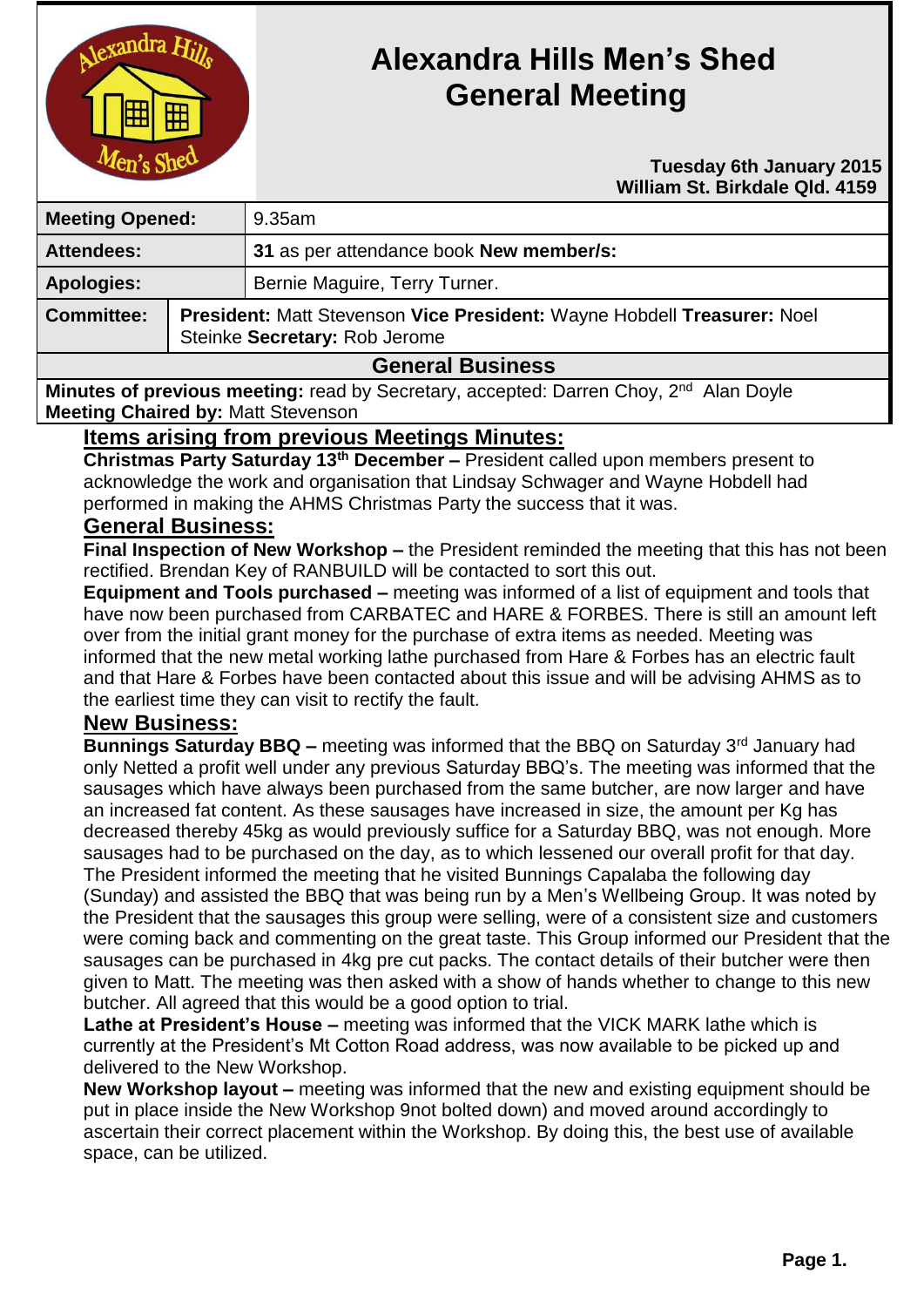# Alexandra Hills Men's Shed General Meeting

**Tuesday 6th January 2015**
**William St. Birkdale Qld. 4159**

| **Meeting Opened:** | 9.35am |
|---|---|
| **Attendees:** | **31** as per attendance book **New member/s:** |
| **Apologies:** | Bernie Maguire, Terry Turner. |
| **Committee:** | **President:** Matt Stevenson **Vice President:** Wayne Hobdell **Treasurer:** Noel Steinke **Secretary:** Rob Jerome |

## General Business

**Minutes of previous meeting:** read by Secretary, accepted: Darren Choy, 2nd Alan Doyle
**Meeting Chaired by:** Matt Stevenson

### Items arising from previous Meetings Minutes:

**Christmas Party Saturday 13th December –** President called upon members present to acknowledge the work and organisation that Lindsay Schwager and Wayne Hobdell had performed in making the AHMS Christmas Party the success that it was.

### General Business:

**Final Inspection of New Workshop –** the President reminded the meeting that this has not been rectified. Brendan Key of RANBUILD will be contacted to sort this out.

**Equipment and Tools purchased –** meeting was informed of a list of equipment and tools that have now been purchased from CARBATEC and HARE & FORBES. There is still an amount left over from the initial grant money for the purchase of extra items as needed. Meeting was informed that the new metal working lathe purchased from Hare & Forbes has an electric fault and that Hare & Forbes have been contacted about this issue and will be advising AHMS as to the earliest time they can visit to rectify the fault.

### New Business:

**Bunnings Saturday BBQ –** meeting was informed that the BBQ on Saturday 3rd January had only Netted a profit well under any previous Saturday BBQ's. The meeting was informed that the sausages which have always been purchased from the same butcher, are now larger and have an increased fat content. As these sausages have increased in size, the amount per Kg has decreased thereby 45kg as would previously suffice for a Saturday BBQ, was not enough. More sausages had to be purchased on the day, as to which lessened our overall profit for that day. The President informed the meeting that he visited Bunnings Capalaba the following day (Sunday) and assisted the BBQ that was being run by a Men's Wellbeing Group. It was noted by the President that the sausages this group were selling, were of a consistent size and customers were coming back and commenting on the great taste. This Group informed our President that the sausages can be purchased in 4kg pre cut packs. The contact details of their butcher were then given to Matt. The meeting was then asked with a show of hands whether to change to this new butcher. All agreed that this would be a good option to trial.

**Lathe at President's House –** meeting was informed that the VICK MARK lathe which is currently at the President's Mt Cotton Road address, was now available to be picked up and delivered to the New Workshop.

**New Workshop layout –** meeting was informed that the new and existing equipment should be put in place inside the New Workshop 9not bolted down) and moved around accordingly to ascertain their correct placement within the Workshop. By doing this, the best use of available space, can be utilized.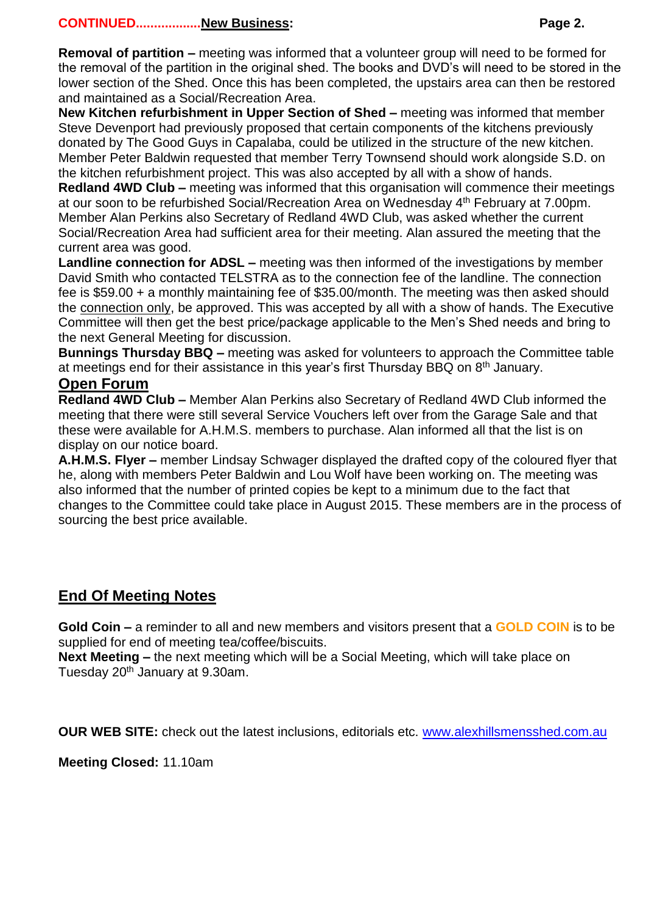**CONTINUED..................New Business:**

**Removal of partition –** meeting was informed that a volunteer group will need to be formed for the removal of the partition in the original shed. The books and DVD's will need to be stored in the lower section of the Shed. Once this has been completed, the upstairs area can then be restored and maintained as a Social/Recreation Area.

**New Kitchen refurbishment in Upper Section of Shed –** meeting was informed that member Steve Devenport had previously proposed that certain components of the kitchens previously donated by The Good Guys in Capalaba, could be utilized in the structure of the new kitchen. Member Peter Baldwin requested that member Terry Townsend should work alongside S.D. on the kitchen refurbishment project. This was also accepted by all with a show of hands.

**Redland 4WD Club –** meeting was informed that this organisation will commence their meetings at our soon to be refurbished Social/Recreation Area on Wednesday 4th February at 7.00pm. Member Alan Perkins also Secretary of Redland 4WD Club, was asked whether the current Social/Recreation Area had sufficient area for their meeting. Alan assured the meeting that the current area was good.

**Landline connection for ADSL –** meeting was then informed of the investigations by member David Smith who contacted TELSTRA as to the connection fee of the landline. The connection fee is $59.00 + a monthly maintaining fee of $35.00/month. The meeting was then asked should the connection only, be approved. This was accepted by all with a show of hands. The Executive Committee will then get the best price/package applicable to the Men's Shed needs and bring to the next General Meeting for discussion.

**Bunnings Thursday BBQ –** meeting was asked for volunteers to approach the Committee table at meetings end for their assistance in this year's first Thursday BBQ on 8th January.

## Open Forum

**Redland 4WD Club –** Member Alan Perkins also Secretary of Redland 4WD Club informed the meeting that there were still several Service Vouchers left over from the Garage Sale and that these were available for A.H.M.S. members to purchase. Alan informed all that the list is on display on our notice board.

**A.H.M.S. Flyer –** member Lindsay Schwager displayed the drafted copy of the coloured flyer that he, along with members Peter Baldwin and Lou Wolf have been working on. The meeting was also informed that the number of printed copies be kept to a minimum due to the fact that changes to the Committee could take place in August 2015. These members are in the process of sourcing the best price available.

## End Of Meeting Notes

**Gold Coin –** a reminder to all and new members and visitors present that a **GOLD COIN** is to be supplied for end of meeting tea/coffee/biscuits.

**Next Meeting –** the next meeting which will be a Social Meeting, which will take place on Tuesday 20th January at 9.30am.

**OUR WEB SITE:** check out the latest inclusions, editorials etc. www.alexhillsmensshed.com.au

**Meeting Closed:** 11.10am